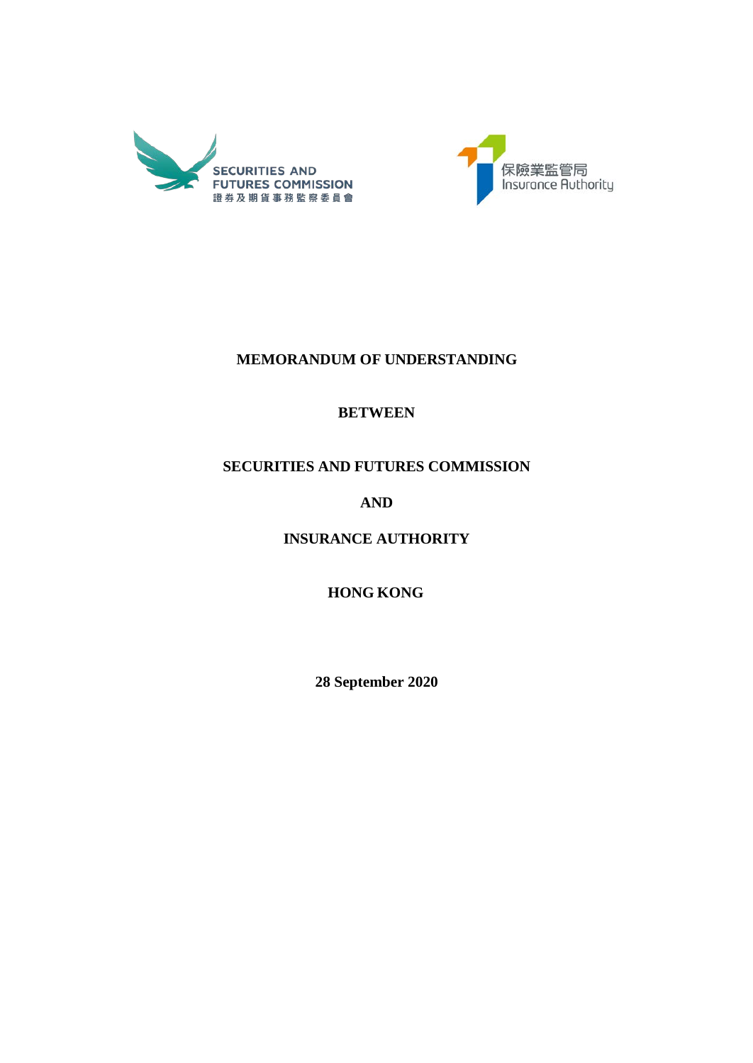**MEMORANDUM OF UNDERSTANDING**

**BETWEEN**

**SECURITIES AND FUTURES COMMISSION**

**AND**

**INSURANCE AUTHORITY**

**HONG KONG**

**28 September 2020**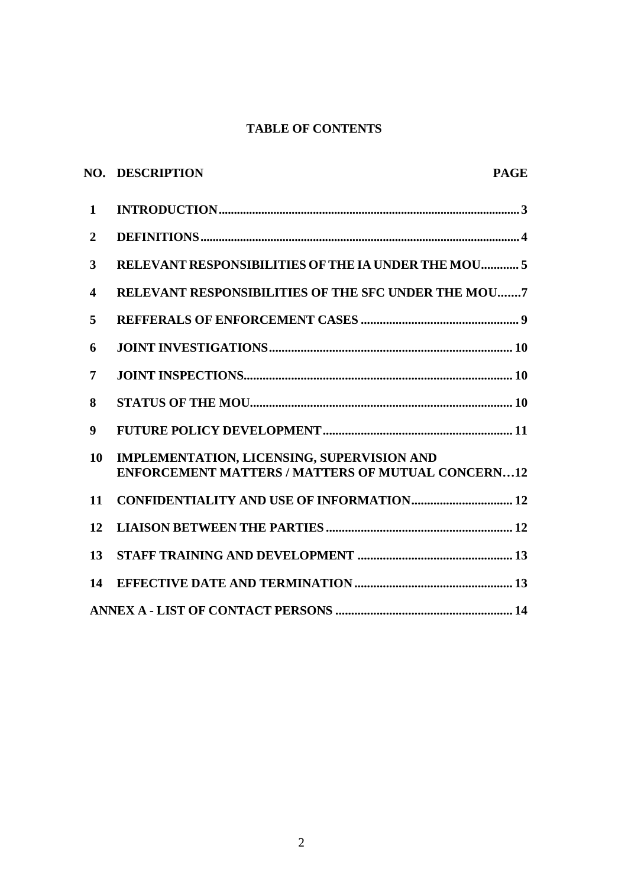## TABLE OF CONTENTS

| NO. | DESCRIPTION | PAGE |
|---|---|---|
| 1 | INTRODUCTION | 3 |
| 2 | DEFINITIONS | 4 |
| 3 | RELEVANT RESPONSIBILITIES OF THE IA UNDER THE MOU | 5 |
| 4 | RELEVANT RESPONSIBILITIES OF THE SFC UNDER THE MOU | 7 |
| 5 | REFFERALS OF ENFORCEMENT CASES | 9 |
| 6 | JOINT INVESTIGATIONS | 10 |
| 7 | JOINT INSPECTIONS | 10 |
| 8 | STATUS OF THE MOU | 10 |
| 9 | FUTURE POLICY DEVELOPMENT | 11 |
| 10 | IMPLEMENTATION, LICENSING, SUPERVISION AND ENFORCEMENT MATTERS / MATTERS OF MUTUAL CONCERN | 12 |
| 11 | CONFIDENTIALITY AND USE OF INFORMATION | 12 |
| 12 | LIAISON BETWEEN THE PARTIES | 12 |
| 13 | STAFF TRAINING AND DEVELOPMENT | 13 |
| 14 | EFFECTIVE DATE AND TERMINATION | 13 |
| | ANNEX A - LIST OF CONTACT PERSONS | 14 |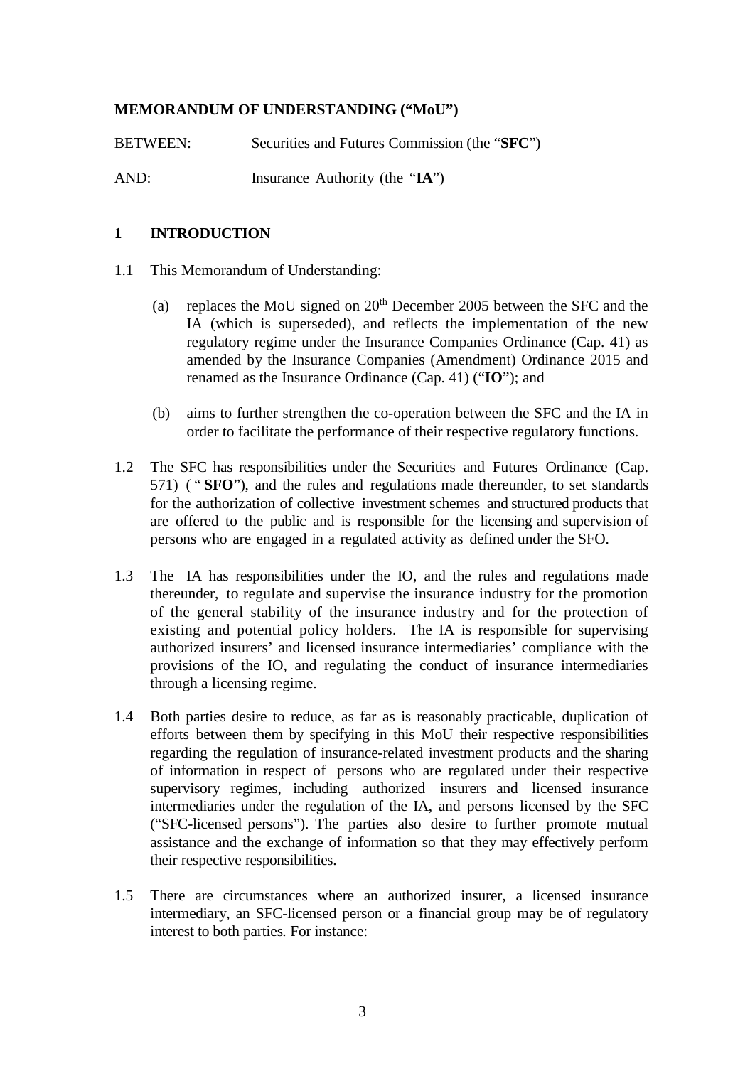**MEMORANDUM OF UNDERSTANDING ("MoU")**

BETWEEN: Securities and Futures Commission (the "**SFC**")

AND: Insurance Authority (the "**IA**")

## 1 INTRODUCTION

1.1 This Memorandum of Understanding:

(a) replaces the MoU signed on 20th December 2005 between the SFC and the IA (which is superseded), and reflects the implementation of the new regulatory regime under the Insurance Companies Ordinance (Cap. 41) as amended by the Insurance Companies (Amendment) Ordinance 2015 and renamed as the Insurance Ordinance (Cap. 41) ("**IO**"); and

(b) aims to further strengthen the co-operation between the SFC and the IA in order to facilitate the performance of their respective regulatory functions.

1.2 The SFC has responsibilities under the Securities and Futures Ordinance (Cap. 571) ("**SFO**"), and the rules and regulations made thereunder, to set standards for the authorization of collective investment schemes and structured products that are offered to the public and is responsible for the licensing and supervision of persons who are engaged in a regulated activity as defined under the SFO.

1.3 The IA has responsibilities under the IO, and the rules and regulations made thereunder, to regulate and supervise the insurance industry for the promotion of the general stability of the insurance industry and for the protection of existing and potential policy holders. The IA is responsible for supervising authorized insurers' and licensed insurance intermediaries' compliance with the provisions of the IO, and regulating the conduct of insurance intermediaries through a licensing regime.

1.4 Both parties desire to reduce, as far as is reasonably practicable, duplication of efforts between them by specifying in this MoU their respective responsibilities regarding the regulation of insurance-related investment products and the sharing of information in respect of persons who are regulated under their respective supervisory regimes, including authorized insurers and licensed insurance intermediaries under the regulation of the IA, and persons licensed by the SFC ("SFC-licensed persons"). The parties also desire to further promote mutual assistance and the exchange of information so that they may effectively perform their respective responsibilities.

1.5 There are circumstances where an authorized insurer, a licensed insurance intermediary, an SFC-licensed person or a financial group may be of regulatory interest to both parties. For instance: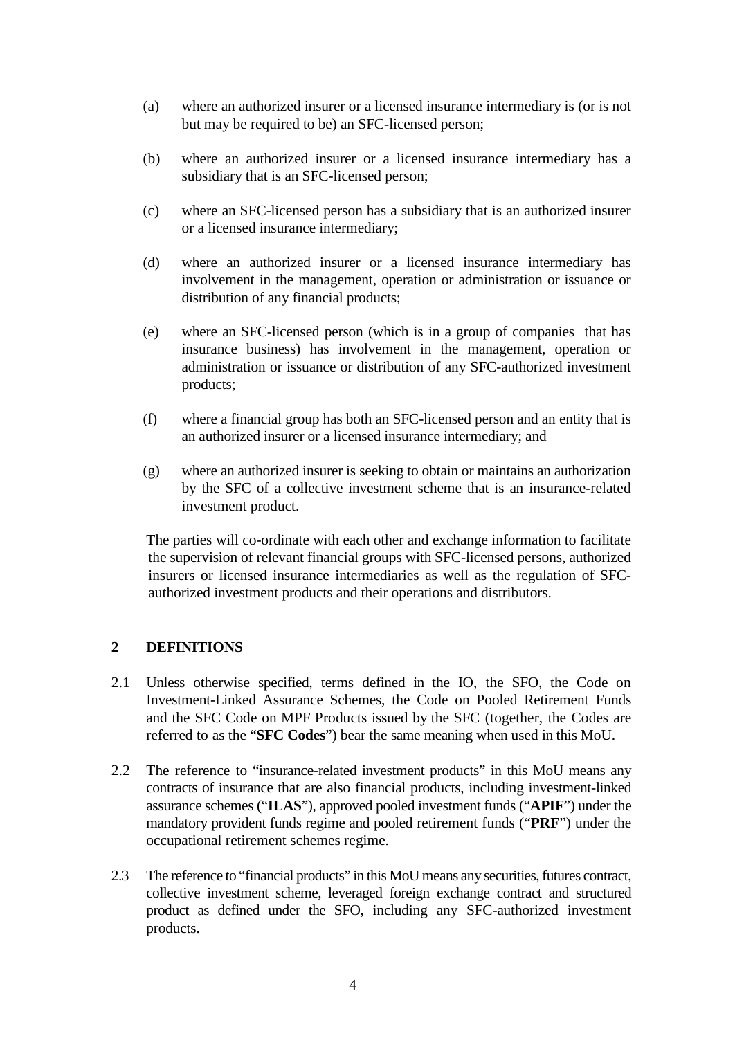(a) where an authorized insurer or a licensed insurance intermediary is (or is not but may be required to be) an SFC-licensed person;

(b) where an authorized insurer or a licensed insurance intermediary has a subsidiary that is an SFC-licensed person;

(c) where an SFC-licensed person has a subsidiary that is an authorized insurer or a licensed insurance intermediary;

(d) where an authorized insurer or a licensed insurance intermediary has involvement in the management, operation or administration or issuance or distribution of any financial products;

(e) where an SFC-licensed person (which is in a group of companies that has insurance business) has involvement in the management, operation or administration or issuance or distribution of any SFC-authorized investment products;

(f) where a financial group has both an SFC-licensed person and an entity that is an authorized insurer or a licensed insurance intermediary; and

(g) where an authorized insurer is seeking to obtain or maintains an authorization by the SFC of a collective investment scheme that is an insurance-related investment product.

The parties will co-ordinate with each other and exchange information to facilitate the supervision of relevant financial groups with SFC-licensed persons, authorized insurers or licensed insurance intermediaries as well as the regulation of SFC-authorized investment products and their operations and distributors.

## 2 DEFINITIONS

2.1 Unless otherwise specified, terms defined in the IO, the SFO, the Code on Investment-Linked Assurance Schemes, the Code on Pooled Retirement Funds and the SFC Code on MPF Products issued by the SFC (together, the Codes are referred to as the "**SFC Codes**") bear the same meaning when used in this MoU.

2.2 The reference to "insurance-related investment products" in this MoU means any contracts of insurance that are also financial products, including investment-linked assurance schemes ("**ILAS**"), approved pooled investment funds ("**APIF**") under the mandatory provident funds regime and pooled retirement funds ("**PRF**") under the occupational retirement schemes regime.

2.3 The reference to "financial products" in this MoU means any securities, futures contract, collective investment scheme, leveraged foreign exchange contract and structured product as defined under the SFO, including any SFC-authorized investment products.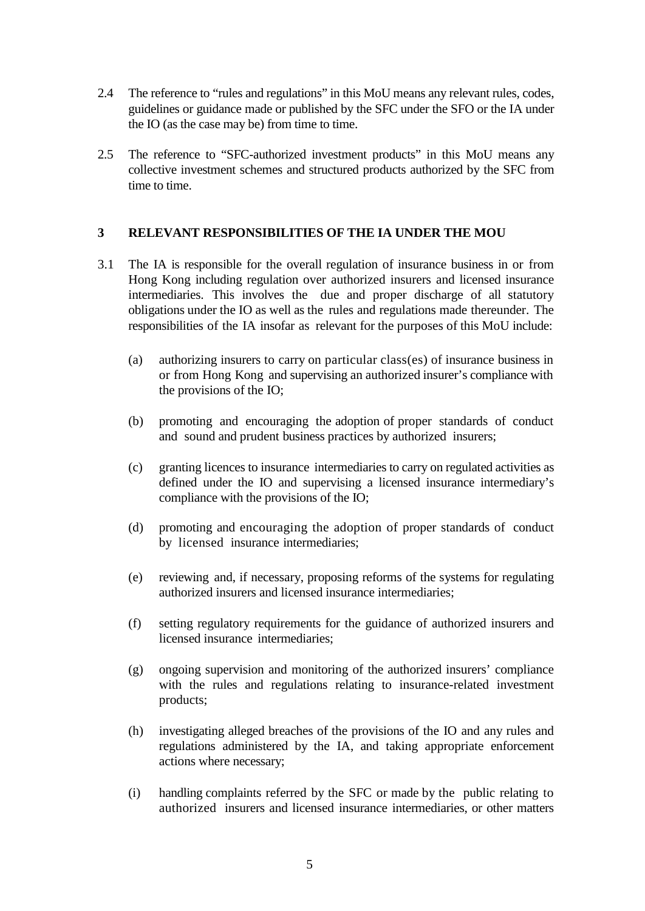2.4 The reference to "rules and regulations" in this MoU means any relevant rules, codes, guidelines or guidance made or published by the SFC under the SFO or the IA under the IO (as the case may be) from time to time.

2.5 The reference to "SFC-authorized investment products" in this MoU means any collective investment schemes and structured products authorized by the SFC from time to time.

## 3 RELEVANT RESPONSIBILITIES OF THE IA UNDER THE MOU

3.1 The IA is responsible for the overall regulation of insurance business in or from Hong Kong including regulation over authorized insurers and licensed insurance intermediaries. This involves the due and proper discharge of all statutory obligations under the IO as well as the rules and regulations made thereunder. The responsibilities of the IA insofar as relevant for the purposes of this MoU include:

(a) authorizing insurers to carry on particular class(es) of insurance business in or from Hong Kong and supervising an authorized insurer's compliance with the provisions of the IO;

(b) promoting and encouraging the adoption of proper standards of conduct and sound and prudent business practices by authorized insurers;

(c) granting licences to insurance intermediaries to carry on regulated activities as defined under the IO and supervising a licensed insurance intermediary's compliance with the provisions of the IO;

(d) promoting and encouraging the adoption of proper standards of conduct by licensed insurance intermediaries;

(e) reviewing and, if necessary, proposing reforms of the systems for regulating authorized insurers and licensed insurance intermediaries;

(f) setting regulatory requirements for the guidance of authorized insurers and licensed insurance intermediaries;

(g) ongoing supervision and monitoring of the authorized insurers' compliance with the rules and regulations relating to insurance-related investment products;

(h) investigating alleged breaches of the provisions of the IO and any rules and regulations administered by the IA, and taking appropriate enforcement actions where necessary;

(i) handling complaints referred by the SFC or made by the public relating to authorized insurers and licensed insurance intermediaries, or other matters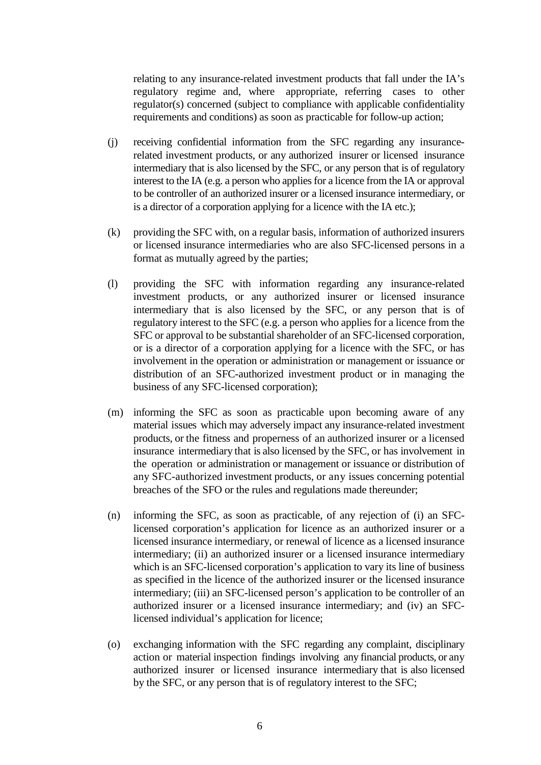relating to any insurance-related investment products that fall under the IA's regulatory regime and, where appropriate, referring cases to other regulator(s) concerned (subject to compliance with applicable confidentiality requirements and conditions) as soon as practicable for follow-up action;

(j) receiving confidential information from the SFC regarding any insurance-related investment products, or any authorized insurer or licensed insurance intermediary that is also licensed by the SFC, or any person that is of regulatory interest to the IA (e.g. a person who applies for a licence from the IA or approval to be controller of an authorized insurer or a licensed insurance intermediary, or is a director of a corporation applying for a licence with the IA etc.);

(k) providing the SFC with, on a regular basis, information of authorized insurers or licensed insurance intermediaries who are also SFC-licensed persons in a format as mutually agreed by the parties;

(l) providing the SFC with information regarding any insurance-related investment products, or any authorized insurer or licensed insurance intermediary that is also licensed by the SFC, or any person that is of regulatory interest to the SFC (e.g. a person who applies for a licence from the SFC or approval to be substantial shareholder of an SFC-licensed corporation, or is a director of a corporation applying for a licence with the SFC, or has involvement in the operation or administration or management or issuance or distribution of an SFC-authorized investment product or in managing the business of any SFC-licensed corporation);

(m) informing the SFC as soon as practicable upon becoming aware of any material issues which may adversely impact any insurance-related investment products, or the fitness and properness of an authorized insurer or a licensed insurance intermediary that is also licensed by the SFC, or has involvement in the operation or administration or management or issuance or distribution of any SFC-authorized investment products, or any issues concerning potential breaches of the SFO or the rules and regulations made thereunder;

(n) informing the SFC, as soon as practicable, of any rejection of (i) an SFC-licensed corporation's application for licence as an authorized insurer or a licensed insurance intermediary, or renewal of licence as a licensed insurance intermediary; (ii) an authorized insurer or a licensed insurance intermediary which is an SFC-licensed corporation's application to vary its line of business as specified in the licence of the authorized insurer or the licensed insurance intermediary; (iii) an SFC-licensed person's application to be controller of an authorized insurer or a licensed insurance intermediary; and (iv) an SFC-licensed individual's application for licence;

(o) exchanging information with the SFC regarding any complaint, disciplinary action or material inspection findings involving any financial products, or any authorized insurer or licensed insurance intermediary that is also licensed by the SFC, or any person that is of regulatory interest to the SFC;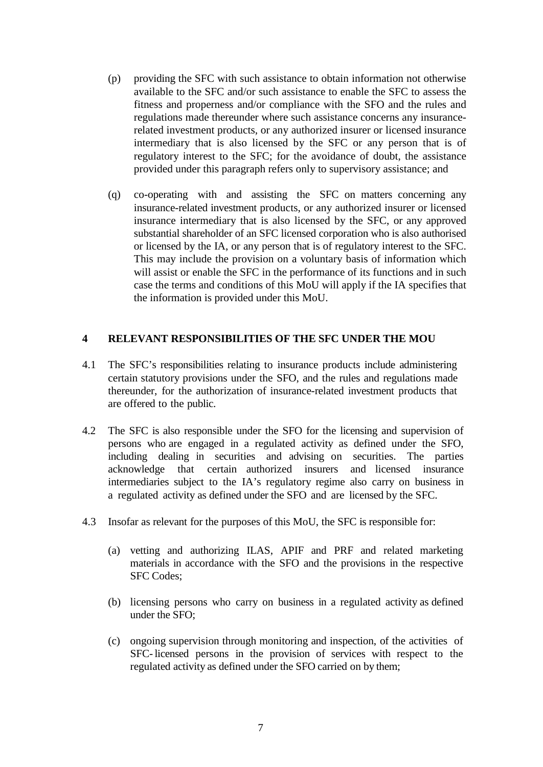(p) providing the SFC with such assistance to obtain information not otherwise available to the SFC and/or such assistance to enable the SFC to assess the fitness and properness and/or compliance with the SFO and the rules and regulations made thereunder where such assistance concerns any insurance-related investment products, or any authorized insurer or licensed insurance intermediary that is also licensed by the SFC or any person that is of regulatory interest to the SFC; for the avoidance of doubt, the assistance provided under this paragraph refers only to supervisory assistance; and

(q) co-operating with and assisting the SFC on matters concerning any insurance-related investment products, or any authorized insurer or licensed insurance intermediary that is also licensed by the SFC, or any approved substantial shareholder of an SFC licensed corporation who is also authorised or licensed by the IA, or any person that is of regulatory interest to the SFC. This may include the provision on a voluntary basis of information which will assist or enable the SFC in the performance of its functions and in such case the terms and conditions of this MoU will apply if the IA specifies that the information is provided under this MoU.

## 4 RELEVANT RESPONSIBILITIES OF THE SFC UNDER THE MOU

4.1 The SFC's responsibilities relating to insurance products include administering certain statutory provisions under the SFO, and the rules and regulations made thereunder, for the authorization of insurance-related investment products that are offered to the public.

4.2 The SFC is also responsible under the SFO for the licensing and supervision of persons who are engaged in a regulated activity as defined under the SFO, including dealing in securities and advising on securities. The parties acknowledge that certain authorized insurers and licensed insurance intermediaries subject to the IA's regulatory regime also carry on business in a regulated activity as defined under the SFO and are licensed by the SFC.

4.3 Insofar as relevant for the purposes of this MoU, the SFC is responsible for:

(a) vetting and authorizing ILAS, APIF and PRF and related marketing materials in accordance with the SFO and the provisions in the respective SFC Codes;

(b) licensing persons who carry on business in a regulated activity as defined under the SFO;

(c) ongoing supervision through monitoring and inspection, of the activities of SFC-licensed persons in the provision of services with respect to the regulated activity as defined under the SFO carried on by them;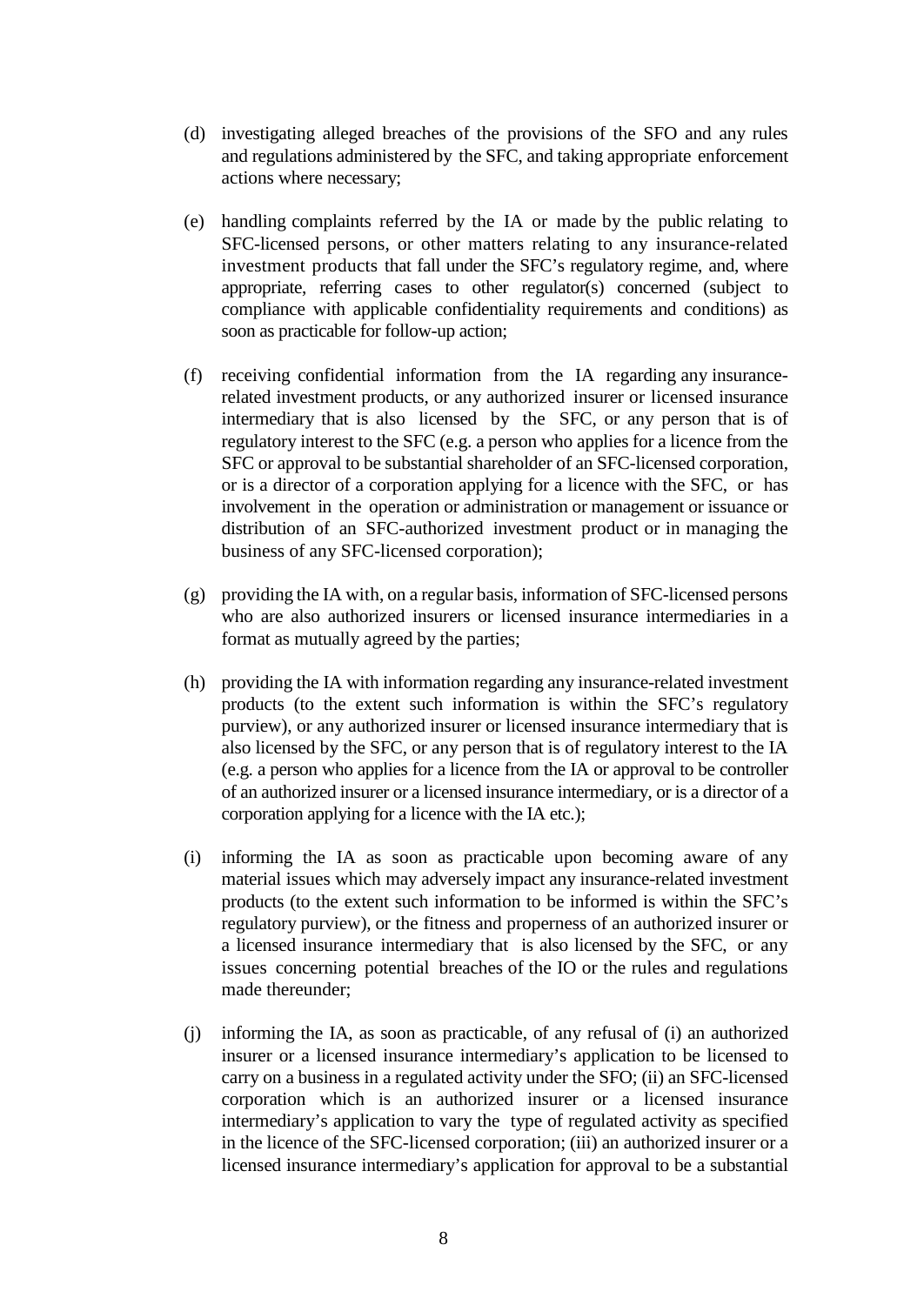(d) investigating alleged breaches of the provisions of the SFO and any rules and regulations administered by the SFC, and taking appropriate enforcement actions where necessary;

(e) handling complaints referred by the IA or made by the public relating to SFC-licensed persons, or other matters relating to any insurance-related investment products that fall under the SFC's regulatory regime, and, where appropriate, referring cases to other regulator(s) concerned (subject to compliance with applicable confidentiality requirements and conditions) as soon as practicable for follow-up action;

(f) receiving confidential information from the IA regarding any insurance-related investment products, or any authorized insurer or licensed insurance intermediary that is also licensed by the SFC, or any person that is of regulatory interest to the SFC (e.g. a person who applies for a licence from the SFC or approval to be substantial shareholder of an SFC-licensed corporation, or is a director of a corporation applying for a licence with the SFC, or has involvement in the operation or administration or management or issuance or distribution of an SFC-authorized investment product or in managing the business of any SFC-licensed corporation);

(g) providing the IA with, on a regular basis, information of SFC-licensed persons who are also authorized insurers or licensed insurance intermediaries in a format as mutually agreed by the parties;

(h) providing the IA with information regarding any insurance-related investment products (to the extent such information is within the SFC's regulatory purview), or any authorized insurer or licensed insurance intermediary that is also licensed by the SFC, or any person that is of regulatory interest to the IA (e.g. a person who applies for a licence from the IA or approval to be controller of an authorized insurer or a licensed insurance intermediary, or is a director of a corporation applying for a licence with the IA etc.);

(i) informing the IA as soon as practicable upon becoming aware of any material issues which may adversely impact any insurance-related investment products (to the extent such information to be informed is within the SFC's regulatory purview), or the fitness and properness of an authorized insurer or a licensed insurance intermediary that is also licensed by the SFC, or any issues concerning potential breaches of the IO or the rules and regulations made thereunder;

(j) informing the IA, as soon as practicable, of any refusal of (i) an authorized insurer or a licensed insurance intermediary's application to be licensed to carry on a business in a regulated activity under the SFO; (ii) an SFC-licensed corporation which is an authorized insurer or a licensed insurance intermediary's application to vary the type of regulated activity as specified in the licence of the SFC-licensed corporation; (iii) an authorized insurer or a licensed insurance intermediary's application for approval to be a substantial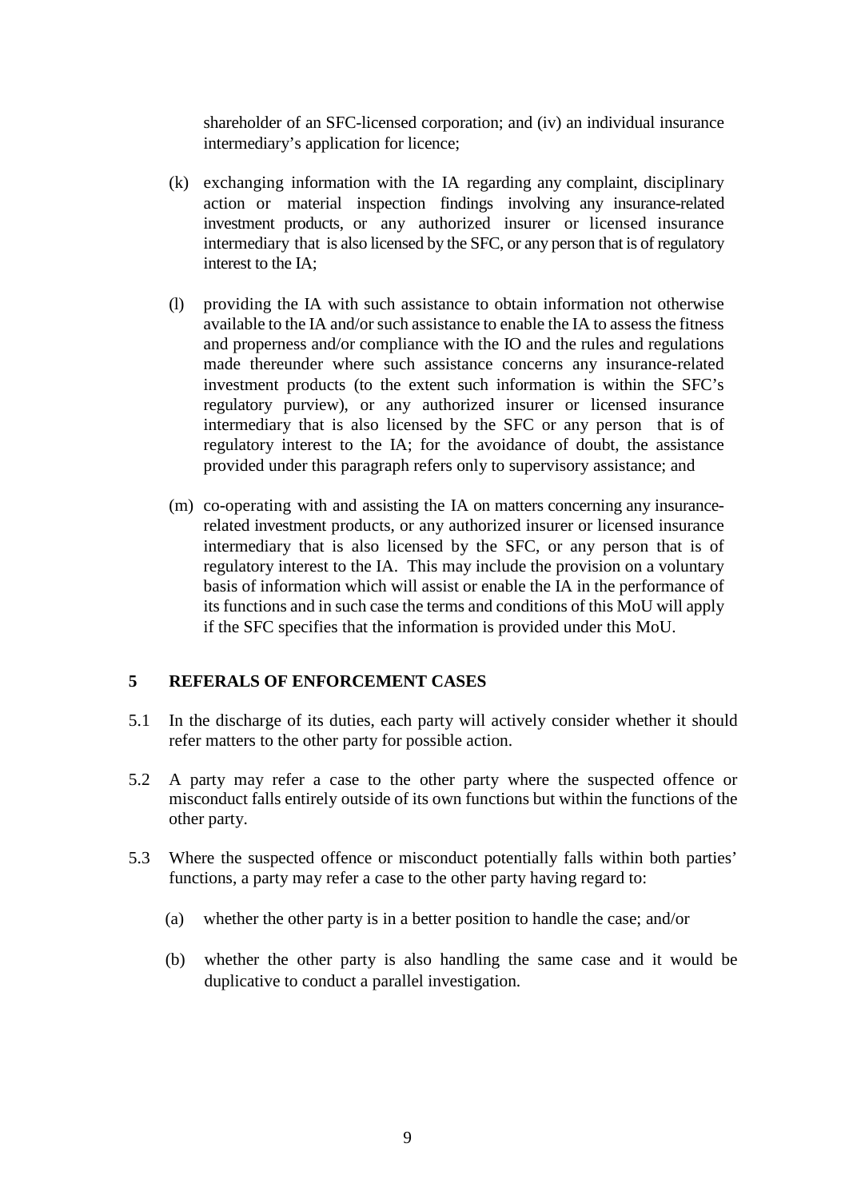shareholder of an SFC-licensed corporation; and (iv) an individual insurance intermediary's application for licence;

(k) exchanging information with the IA regarding any complaint, disciplinary action or material inspection findings involving any insurance-related investment products, or any authorized insurer or licensed insurance intermediary that is also licensed by the SFC, or any person that is of regulatory interest to the IA;

(l) providing the IA with such assistance to obtain information not otherwise available to the IA and/or such assistance to enable the IA to assess the fitness and properness and/or compliance with the IO and the rules and regulations made thereunder where such assistance concerns any insurance-related investment products (to the extent such information is within the SFC's regulatory purview), or any authorized insurer or licensed insurance intermediary that is also licensed by the SFC or any person that is of regulatory interest to the IA; for the avoidance of doubt, the assistance provided under this paragraph refers only to supervisory assistance; and

(m) co-operating with and assisting the IA on matters concerning any insurance-related investment products, or any authorized insurer or licensed insurance intermediary that is also licensed by the SFC, or any person that is of regulatory interest to the IA. This may include the provision on a voluntary basis of information which will assist or enable the IA in the performance of its functions and in such case the terms and conditions of this MoU will apply if the SFC specifies that the information is provided under this MoU.

## 5 REFERALS OF ENFORCEMENT CASES

5.1 In the discharge of its duties, each party will actively consider whether it should refer matters to the other party for possible action.

5.2 A party may refer a case to the other party where the suspected offence or misconduct falls entirely outside of its own functions but within the functions of the other party.

5.3 Where the suspected offence or misconduct potentially falls within both parties' functions, a party may refer a case to the other party having regard to:

(a) whether the other party is in a better position to handle the case; and/or

(b) whether the other party is also handling the same case and it would be duplicative to conduct a parallel investigation.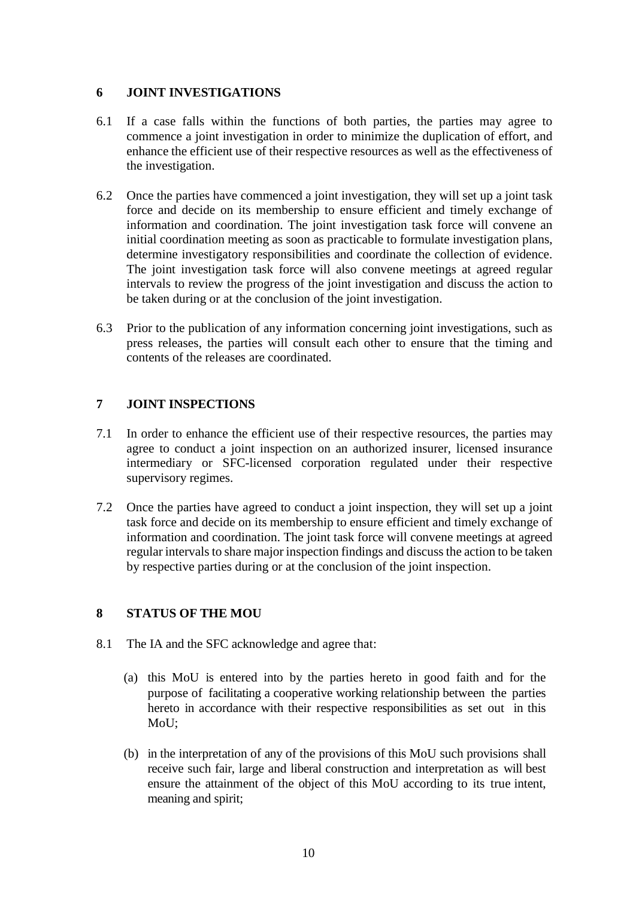## 6 JOINT INVESTIGATIONS

6.1 If a case falls within the functions of both parties, the parties may agree to commence a joint investigation in order to minimize the duplication of effort, and enhance the efficient use of their respective resources as well as the effectiveness of the investigation.

6.2 Once the parties have commenced a joint investigation, they will set up a joint task force and decide on its membership to ensure efficient and timely exchange of information and coordination. The joint investigation task force will convene an initial coordination meeting as soon as practicable to formulate investigation plans, determine investigatory responsibilities and coordinate the collection of evidence. The joint investigation task force will also convene meetings at agreed regular intervals to review the progress of the joint investigation and discuss the action to be taken during or at the conclusion of the joint investigation.

6.3 Prior to the publication of any information concerning joint investigations, such as press releases, the parties will consult each other to ensure that the timing and contents of the releases are coordinated.

## 7 JOINT INSPECTIONS

7.1 In order to enhance the efficient use of their respective resources, the parties may agree to conduct a joint inspection on an authorized insurer, licensed insurance intermediary or SFC-licensed corporation regulated under their respective supervisory regimes.

7.2 Once the parties have agreed to conduct a joint inspection, they will set up a joint task force and decide on its membership to ensure efficient and timely exchange of information and coordination. The joint task force will convene meetings at agreed regular intervals to share major inspection findings and discuss the action to be taken by respective parties during or at the conclusion of the joint inspection.

## 8 STATUS OF THE MOU

8.1 The IA and the SFC acknowledge and agree that:

(a) this MoU is entered into by the parties hereto in good faith and for the purpose of facilitating a cooperative working relationship between the parties hereto in accordance with their respective responsibilities as set out in this MoU;

(b) in the interpretation of any of the provisions of this MoU such provisions shall receive such fair, large and liberal construction and interpretation as will best ensure the attainment of the object of this MoU according to its true intent, meaning and spirit;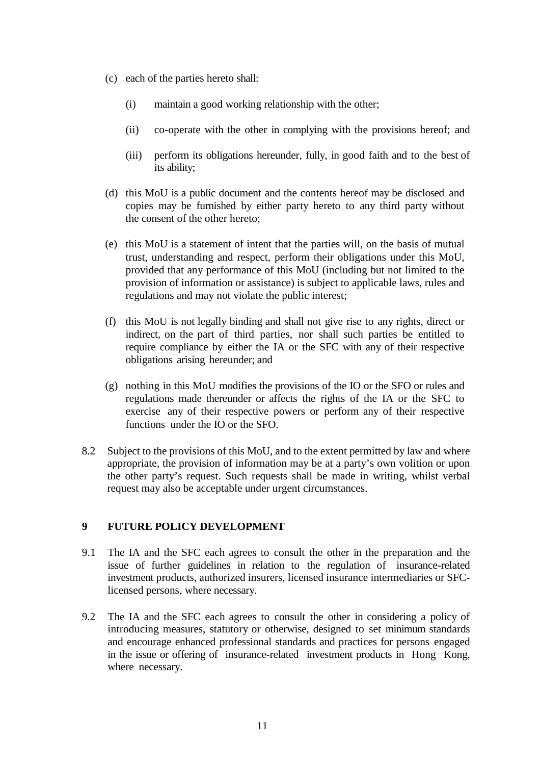(c) each of the parties hereto shall:

    (i) maintain a good working relationship with the other;

    (ii) co-operate with the other in complying with the provisions hereof; and

    (iii) perform its obligations hereunder, fully, in good faith and to the best of its ability;

(d) this MoU is a public document and the contents hereof may be disclosed and copies may be furnished by either party hereto to any third party without the consent of the other hereto;

(e) this MoU is a statement of intent that the parties will, on the basis of mutual trust, understanding and respect, perform their obligations under this MoU, provided that any performance of this MoU (including but not limited to the provision of information or assistance) is subject to applicable laws, rules and regulations and may not violate the public interest;

(f) this MoU is not legally binding and shall not give rise to any rights, direct or indirect, on the part of third parties, nor shall such parties be entitled to require compliance by either the IA or the SFC with any of their respective obligations arising hereunder; and

(g) nothing in this MoU modifies the provisions of the IO or the SFO or rules and regulations made thereunder or affects the rights of the IA or the SFC to exercise any of their respective powers or perform any of their respective functions under the IO or the SFO.

8.2 Subject to the provisions of this MoU, and to the extent permitted by law and where appropriate, the provision of information may be at a party's own volition or upon the other party's request. Such requests shall be made in writing, whilst verbal request may also be acceptable under urgent circumstances.

## 9 FUTURE POLICY DEVELOPMENT

9.1 The IA and the SFC each agrees to consult the other in the preparation and the issue of further guidelines in relation to the regulation of insurance-related investment products, authorized insurers, licensed insurance intermediaries or SFC-licensed persons, where necessary.

9.2 The IA and the SFC each agrees to consult the other in considering a policy of introducing measures, statutory or otherwise, designed to set minimum standards and encourage enhanced professional standards and practices for persons engaged in the issue or offering of insurance-related investment products in Hong Kong, where necessary.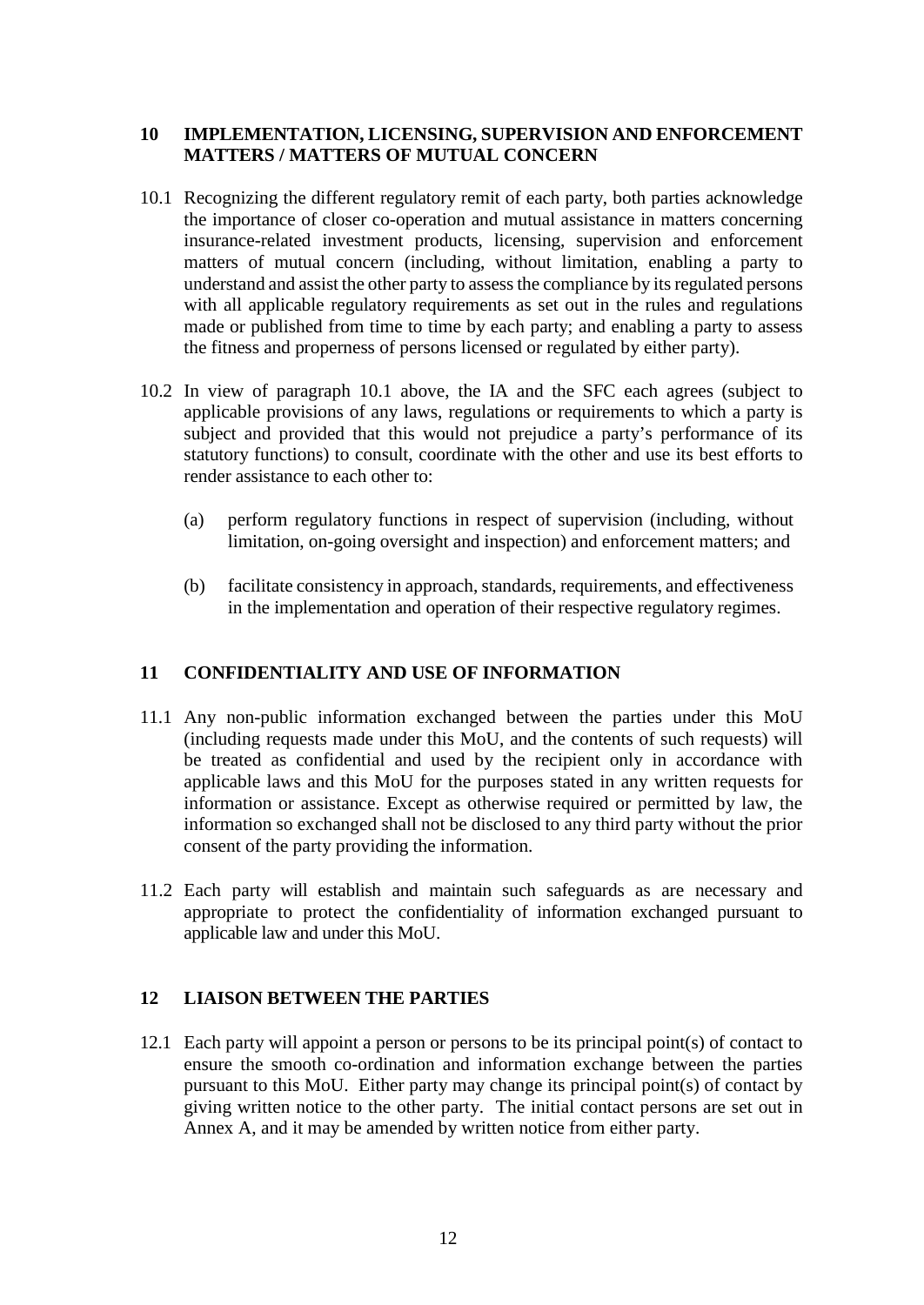## 10 IMPLEMENTATION, LICENSING, SUPERVISION AND ENFORCEMENT MATTERS / MATTERS OF MUTUAL CONCERN

10.1 Recognizing the different regulatory remit of each party, both parties acknowledge the importance of closer co-operation and mutual assistance in matters concerning insurance-related investment products, licensing, supervision and enforcement matters of mutual concern (including, without limitation, enabling a party to understand and assist the other party to assess the compliance by its regulated persons with all applicable regulatory requirements as set out in the rules and regulations made or published from time to time by each party; and enabling a party to assess the fitness and properness of persons licensed or regulated by either party).

10.2 In view of paragraph 10.1 above, the IA and the SFC each agrees (subject to applicable provisions of any laws, regulations or requirements to which a party is subject and provided that this would not prejudice a party's performance of its statutory functions) to consult, coordinate with the other and use its best efforts to render assistance to each other to:

(a) perform regulatory functions in respect of supervision (including, without limitation, on-going oversight and inspection) and enforcement matters; and

(b) facilitate consistency in approach, standards, requirements, and effectiveness in the implementation and operation of their respective regulatory regimes.

## 11 CONFIDENTIALITY AND USE OF INFORMATION

11.1 Any non-public information exchanged between the parties under this MoU (including requests made under this MoU, and the contents of such requests) will be treated as confidential and used by the recipient only in accordance with applicable laws and this MoU for the purposes stated in any written requests for information or assistance. Except as otherwise required or permitted by law, the information so exchanged shall not be disclosed to any third party without the prior consent of the party providing the information.

11.2 Each party will establish and maintain such safeguards as are necessary and appropriate to protect the confidentiality of information exchanged pursuant to applicable law and under this MoU.

## 12 LIAISON BETWEEN THE PARTIES

12.1 Each party will appoint a person or persons to be its principal point(s) of contact to ensure the smooth co-ordination and information exchange between the parties pursuant to this MoU. Either party may change its principal point(s) of contact by giving written notice to the other party. The initial contact persons are set out in Annex A, and it may be amended by written notice from either party.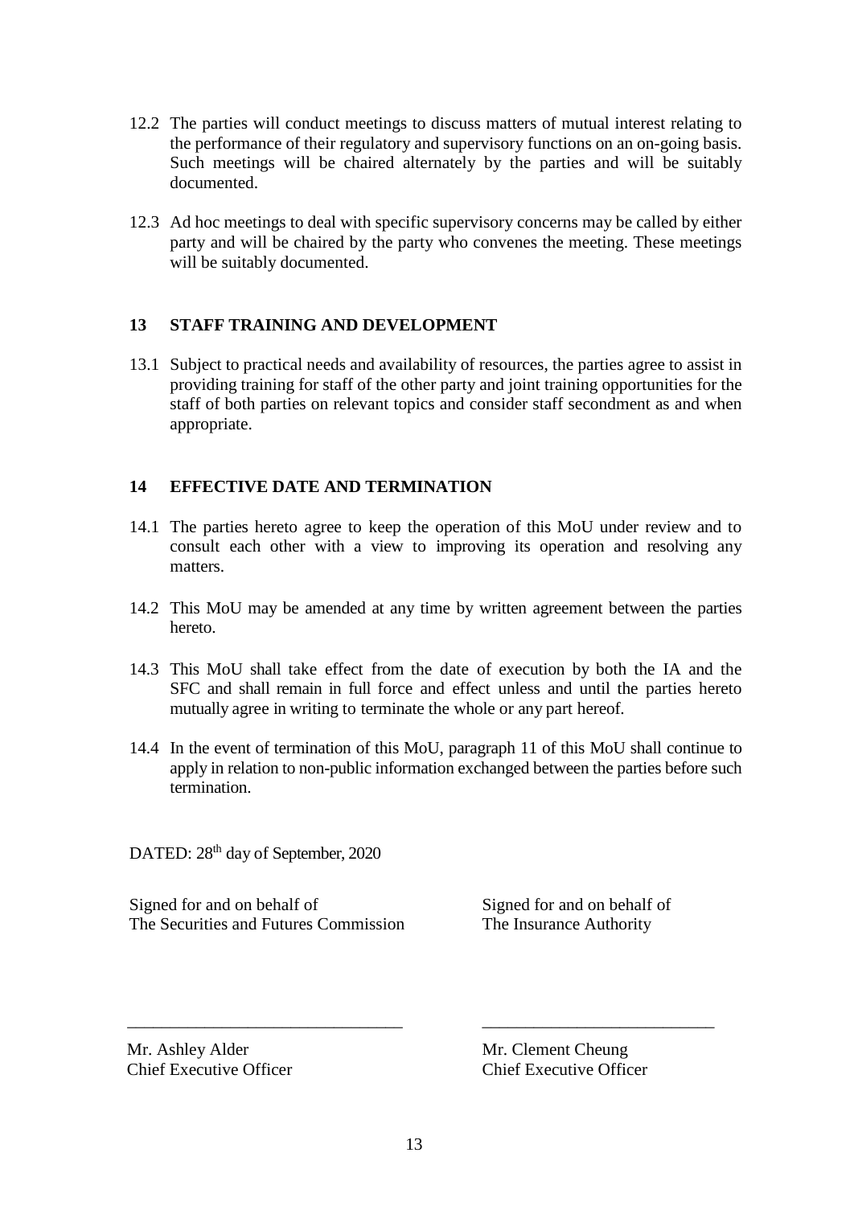12.2 The parties will conduct meetings to discuss matters of mutual interest relating to the performance of their regulatory and supervisory functions on an on-going basis. Such meetings will be chaired alternately by the parties and will be suitably documented.

12.3 Ad hoc meetings to deal with specific supervisory concerns may be called by either party and will be chaired by the party who convenes the meeting. These meetings will be suitably documented.

## 13 STAFF TRAINING AND DEVELOPMENT

13.1 Subject to practical needs and availability of resources, the parties agree to assist in providing training for staff of the other party and joint training opportunities for the staff of both parties on relevant topics and consider staff secondment as and when appropriate.

## 14 EFFECTIVE DATE AND TERMINATION

14.1 The parties hereto agree to keep the operation of this MoU under review and to consult each other with a view to improving its operation and resolving any matters.

14.2 This MoU may be amended at any time by written agreement between the parties hereto.

14.3 This MoU shall take effect from the date of execution by both the IA and the SFC and shall remain in full force and effect unless and until the parties hereto mutually agree in writing to terminate the whole or any part hereof.

14.4 In the event of termination of this MoU, paragraph 11 of this MoU shall continue to apply in relation to non-public information exchanged between the parties before such termination.

DATED: 28th day of September, 2020

Signed for and on behalf of
The Securities and Futures Commission

\_\_\_\_\_\_\_\_\_\_\_\_\_\_\_\_\_\_\_\_\_\_\_\_\_\_\_\_\_\_

Mr. Ashley Alder
Chief Executive Officer

Signed for and on behalf of
The Insurance Authority

\_\_\_\_\_\_\_\_\_\_\_\_\_\_\_\_\_\_\_\_\_\_\_\_\_\_\_\_\_\_

Mr. Clement Cheung
Chief Executive Officer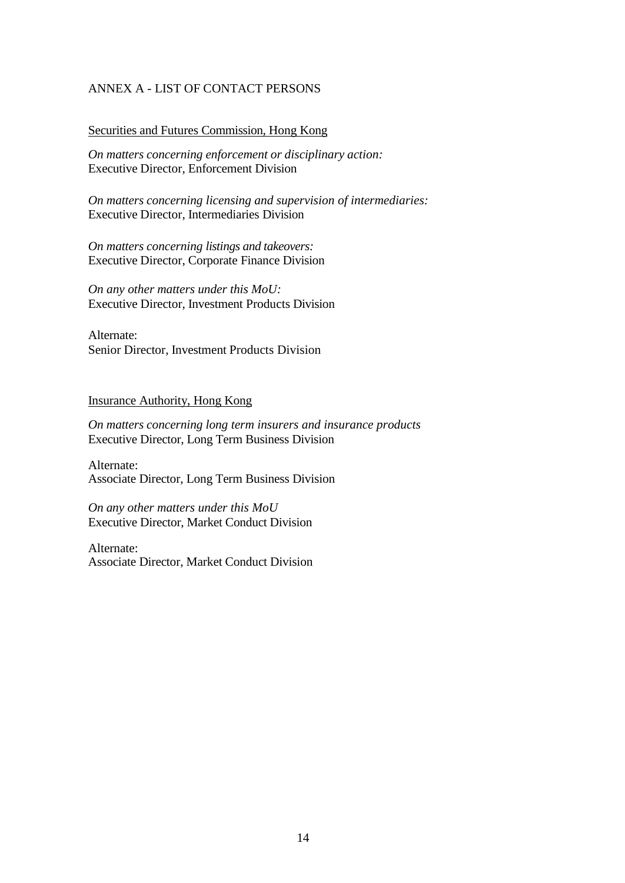# ANNEX A - LIST OF CONTACT PERSONS

<u>Securities and Futures Commission, Hong Kong</u>

*On matters concerning enforcement or disciplinary action:*
Executive Director, Enforcement Division

*On matters concerning licensing and supervision of intermediaries:*
Executive Director, Intermediaries Division

*On matters concerning listings and takeovers:*
Executive Director, Corporate Finance Division

*On any other matters under this MoU:*
Executive Director, Investment Products Division

Alternate:
Senior Director, Investment Products Division

<u>Insurance Authority, Hong Kong</u>

*On matters concerning long term insurers and insurance products*
Executive Director, Long Term Business Division

Alternate:
Associate Director, Long Term Business Division

*On any other matters under this MoU*
Executive Director, Market Conduct Division

Alternate:
Associate Director, Market Conduct Division